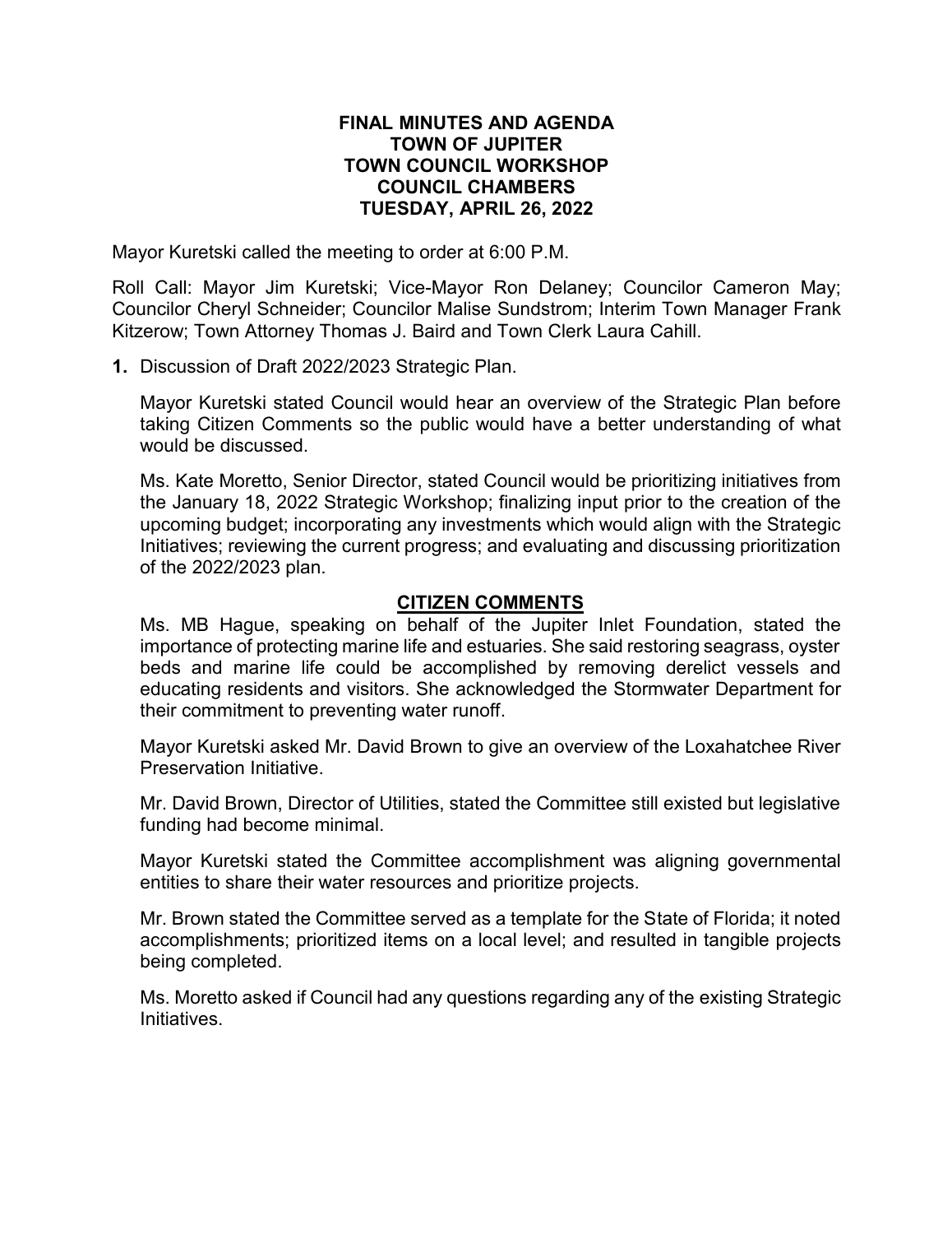**FINAL MINUTES AND AGENDA**
**TOWN OF JUPITER**
**TOWN COUNCIL WORKSHOP**
**COUNCIL CHAMBERS**
**TUESDAY, APRIL 26, 2022**

Mayor Kuretski called the meeting to order at 6:00 P.M.

Roll Call: Mayor Jim Kuretski; Vice-Mayor Ron Delaney; Councilor Cameron May; Councilor Cheryl Schneider; Councilor Malise Sundstrom; Interim Town Manager Frank Kitzerow; Town Attorney Thomas J. Baird and Town Clerk Laura Cahill.

**1.** Discussion of Draft 2022/2023 Strategic Plan.

Mayor Kuretski stated Council would hear an overview of the Strategic Plan before taking Citizen Comments so the public would have a better understanding of what would be discussed.

Ms. Kate Moretto, Senior Director, stated Council would be prioritizing initiatives from the January 18, 2022 Strategic Workshop; finalizing input prior to the creation of the upcoming budget; incorporating any investments which would align with the Strategic Initiatives; reviewing the current progress; and evaluating and discussing prioritization of the 2022/2023 plan.

**CITIZEN COMMENTS**

Ms. MB Hague, speaking on behalf of the Jupiter Inlet Foundation, stated the importance of protecting marine life and estuaries. She said restoring seagrass, oyster beds and marine life could be accomplished by removing derelict vessels and educating residents and visitors. She acknowledged the Stormwater Department for their commitment to preventing water runoff.

Mayor Kuretski asked Mr. David Brown to give an overview of the Loxahatchee River Preservation Initiative.

Mr. David Brown, Director of Utilities, stated the Committee still existed but legislative funding had become minimal.

Mayor Kuretski stated the Committee accomplishment was aligning governmental entities to share their water resources and prioritize projects.

Mr. Brown stated the Committee served as a template for the State of Florida; it noted accomplishments; prioritized items on a local level; and resulted in tangible projects being completed.

Ms. Moretto asked if Council had any questions regarding any of the existing Strategic Initiatives.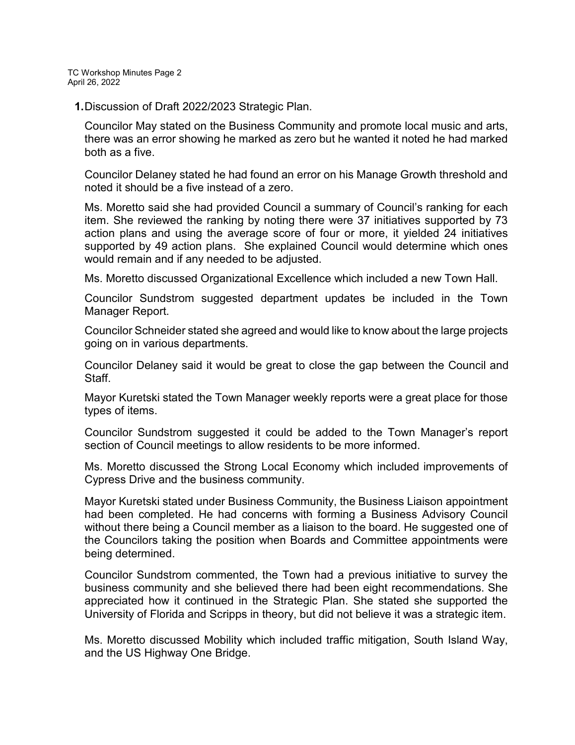1. Discussion of Draft 2022/2023 Strategic Plan.

   Councilor May stated on the Business Community and promote local music and arts, there was an error showing he marked as zero but he wanted it noted he had marked both as a five.

   Councilor Delaney stated he had found an error on his Manage Growth threshold and noted it should be a five instead of a zero.

   Ms. Moretto said she had provided Council a summary of Council's ranking for each item. She reviewed the ranking by noting there were 37 initiatives supported by 73 action plans and using the average score of four or more, it yielded 24 initiatives supported by 49 action plans. She explained Council would determine which ones would remain and if any needed to be adjusted.

   Ms. Moretto discussed Organizational Excellence which included a new Town Hall.

   Councilor Sundstrom suggested department updates be included in the Town Manager Report.

   Councilor Schneider stated she agreed and would like to know about the large projects going on in various departments.

   Councilor Delaney said it would be great to close the gap between the Council and Staff.

   Mayor Kuretski stated the Town Manager weekly reports were a great place for those types of items.

   Councilor Sundstrom suggested it could be added to the Town Manager's report section of Council meetings to allow residents to be more informed.

   Ms. Moretto discussed the Strong Local Economy which included improvements of Cypress Drive and the business community.

   Mayor Kuretski stated under Business Community, the Business Liaison appointment had been completed. He had concerns with forming a Business Advisory Council without there being a Council member as a liaison to the board. He suggested one of the Councilors taking the position when Boards and Committee appointments were being determined.

   Councilor Sundstrom commented, the Town had a previous initiative to survey the business community and she believed there had been eight recommendations. She appreciated how it continued in the Strategic Plan. She stated she supported the University of Florida and Scripps in theory, but did not believe it was a strategic item.

   Ms. Moretto discussed Mobility which included traffic mitigation, South Island Way, and the US Highway One Bridge.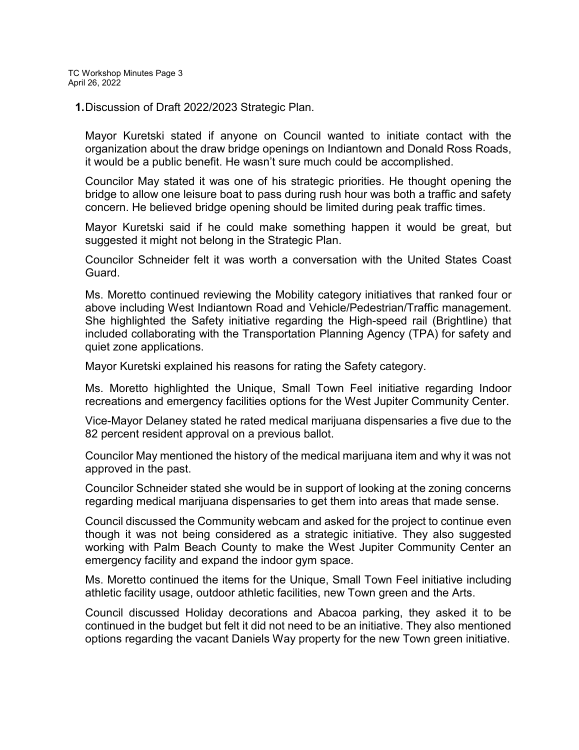**1.** Discussion of Draft 2022/2023 Strategic Plan.

Mayor Kuretski stated if anyone on Council wanted to initiate contact with the organization about the draw bridge openings on Indiantown and Donald Ross Roads, it would be a public benefit. He wasn't sure much could be accomplished.

Councilor May stated it was one of his strategic priorities. He thought opening the bridge to allow one leisure boat to pass during rush hour was both a traffic and safety concern. He believed bridge opening should be limited during peak traffic times.

Mayor Kuretski said if he could make something happen it would be great, but suggested it might not belong in the Strategic Plan.

Councilor Schneider felt it was worth a conversation with the United States Coast Guard.

Ms. Moretto continued reviewing the Mobility category initiatives that ranked four or above including West Indiantown Road and Vehicle/Pedestrian/Traffic management. She highlighted the Safety initiative regarding the High-speed rail (Brightline) that included collaborating with the Transportation Planning Agency (TPA) for safety and quiet zone applications.

Mayor Kuretski explained his reasons for rating the Safety category.

Ms. Moretto highlighted the Unique, Small Town Feel initiative regarding Indoor recreations and emergency facilities options for the West Jupiter Community Center.

Vice-Mayor Delaney stated he rated medical marijuana dispensaries a five due to the 82 percent resident approval on a previous ballot.

Councilor May mentioned the history of the medical marijuana item and why it was not approved in the past.

Councilor Schneider stated she would be in support of looking at the zoning concerns regarding medical marijuana dispensaries to get them into areas that made sense.

Council discussed the Community webcam and asked for the project to continue even though it was not being considered as a strategic initiative. They also suggested working with Palm Beach County to make the West Jupiter Community Center an emergency facility and expand the indoor gym space.

Ms. Moretto continued the items for the Unique, Small Town Feel initiative including athletic facility usage, outdoor athletic facilities, new Town green and the Arts.

Council discussed Holiday decorations and Abacoa parking, they asked it to be continued in the budget but felt it did not need to be an initiative. They also mentioned options regarding the vacant Daniels Way property for the new Town green initiative.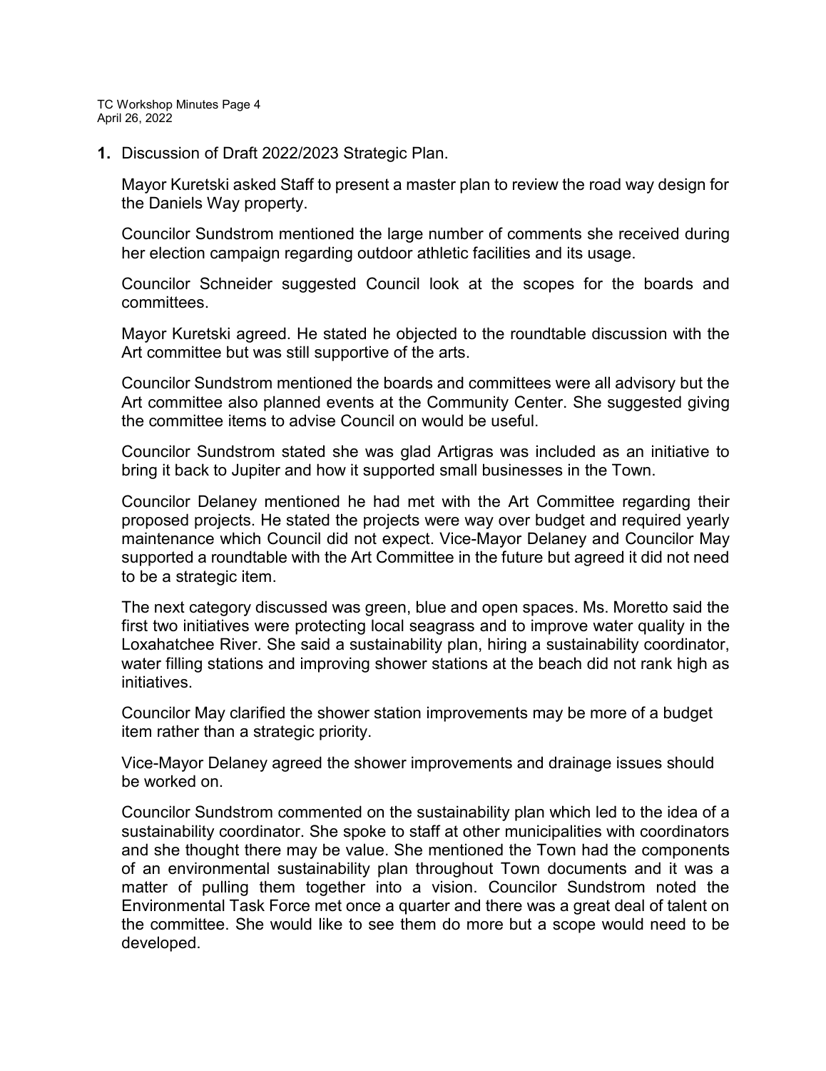1. Discussion of Draft 2022/2023 Strategic Plan.

   Mayor Kuretski asked Staff to present a master plan to review the road way design for the Daniels Way property.

   Councilor Sundstrom mentioned the large number of comments she received during her election campaign regarding outdoor athletic facilities and its usage.

   Councilor Schneider suggested Council look at the scopes for the boards and committees.

   Mayor Kuretski agreed. He stated he objected to the roundtable discussion with the Art committee but was still supportive of the arts.

   Councilor Sundstrom mentioned the boards and committees were all advisory but the Art committee also planned events at the Community Center. She suggested giving the committee items to advise Council on would be useful.

   Councilor Sundstrom stated she was glad Artigras was included as an initiative to bring it back to Jupiter and how it supported small businesses in the Town.

   Councilor Delaney mentioned he had met with the Art Committee regarding their proposed projects. He stated the projects were way over budget and required yearly maintenance which Council did not expect. Vice-Mayor Delaney and Councilor May supported a roundtable with the Art Committee in the future but agreed it did not need to be a strategic item.

   The next category discussed was green, blue and open spaces. Ms. Moretto said the first two initiatives were protecting local seagrass and to improve water quality in the Loxahatchee River. She said a sustainability plan, hiring a sustainability coordinator, water filling stations and improving shower stations at the beach did not rank high as initiatives.

   Councilor May clarified the shower station improvements may be more of a budget item rather than a strategic priority.

   Vice-Mayor Delaney agreed the shower improvements and drainage issues should be worked on.

   Councilor Sundstrom commented on the sustainability plan which led to the idea of a sustainability coordinator. She spoke to staff at other municipalities with coordinators and she thought there may be value. She mentioned the Town had the components of an environmental sustainability plan throughout Town documents and it was a matter of pulling them together into a vision. Councilor Sundstrom noted the Environmental Task Force met once a quarter and there was a great deal of talent on the committee. She would like to see them do more but a scope would need to be developed.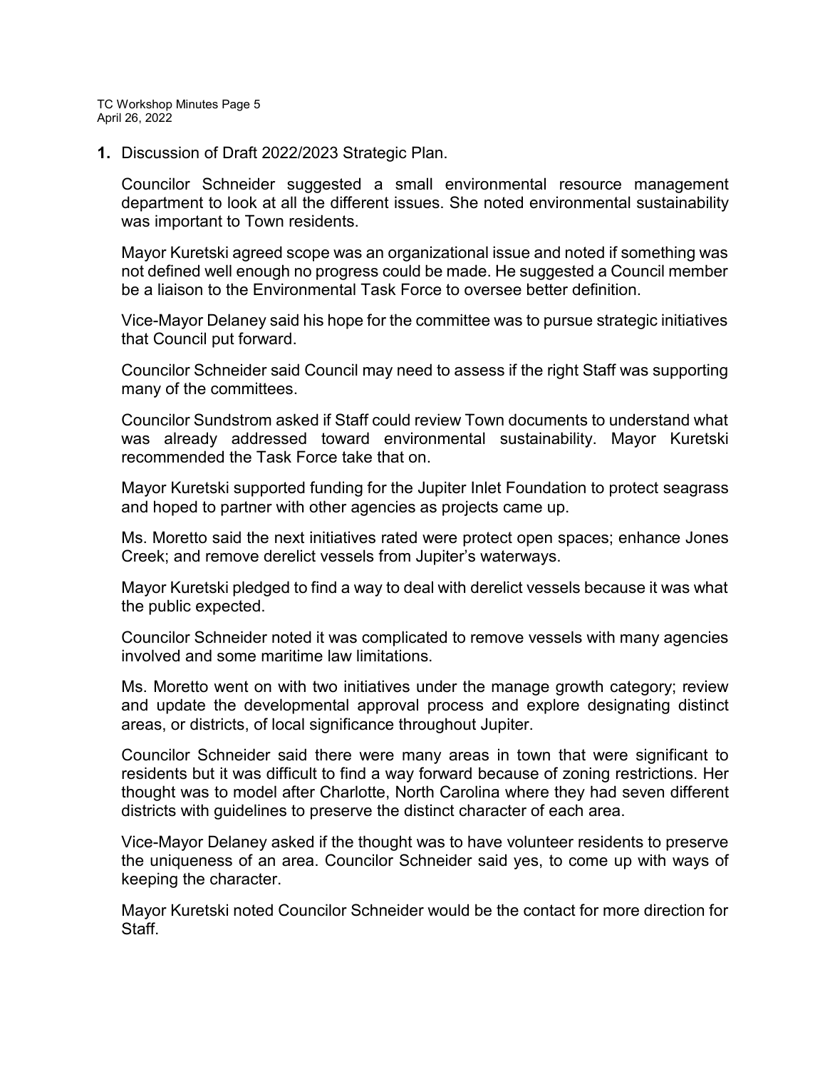1. Discussion of Draft 2022/2023 Strategic Plan.

Councilor Schneider suggested a small environmental resource management department to look at all the different issues. She noted environmental sustainability was important to Town residents.

Mayor Kuretski agreed scope was an organizational issue and noted if something was not defined well enough no progress could be made. He suggested a Council member be a liaison to the Environmental Task Force to oversee better definition.

Vice-Mayor Delaney said his hope for the committee was to pursue strategic initiatives that Council put forward.

Councilor Schneider said Council may need to assess if the right Staff was supporting many of the committees.

Councilor Sundstrom asked if Staff could review Town documents to understand what was already addressed toward environmental sustainability. Mayor Kuretski recommended the Task Force take that on.

Mayor Kuretski supported funding for the Jupiter Inlet Foundation to protect seagrass and hoped to partner with other agencies as projects came up.

Ms. Moretto said the next initiatives rated were protect open spaces; enhance Jones Creek; and remove derelict vessels from Jupiter's waterways.

Mayor Kuretski pledged to find a way to deal with derelict vessels because it was what the public expected.

Councilor Schneider noted it was complicated to remove vessels with many agencies involved and some maritime law limitations.

Ms. Moretto went on with two initiatives under the manage growth category; review and update the developmental approval process and explore designating distinct areas, or districts, of local significance throughout Jupiter.

Councilor Schneider said there were many areas in town that were significant to residents but it was difficult to find a way forward because of zoning restrictions. Her thought was to model after Charlotte, North Carolina where they had seven different districts with guidelines to preserve the distinct character of each area.

Vice-Mayor Delaney asked if the thought was to have volunteer residents to preserve the uniqueness of an area. Councilor Schneider said yes, to come up with ways of keeping the character.

Mayor Kuretski noted Councilor Schneider would be the contact for more direction for Staff.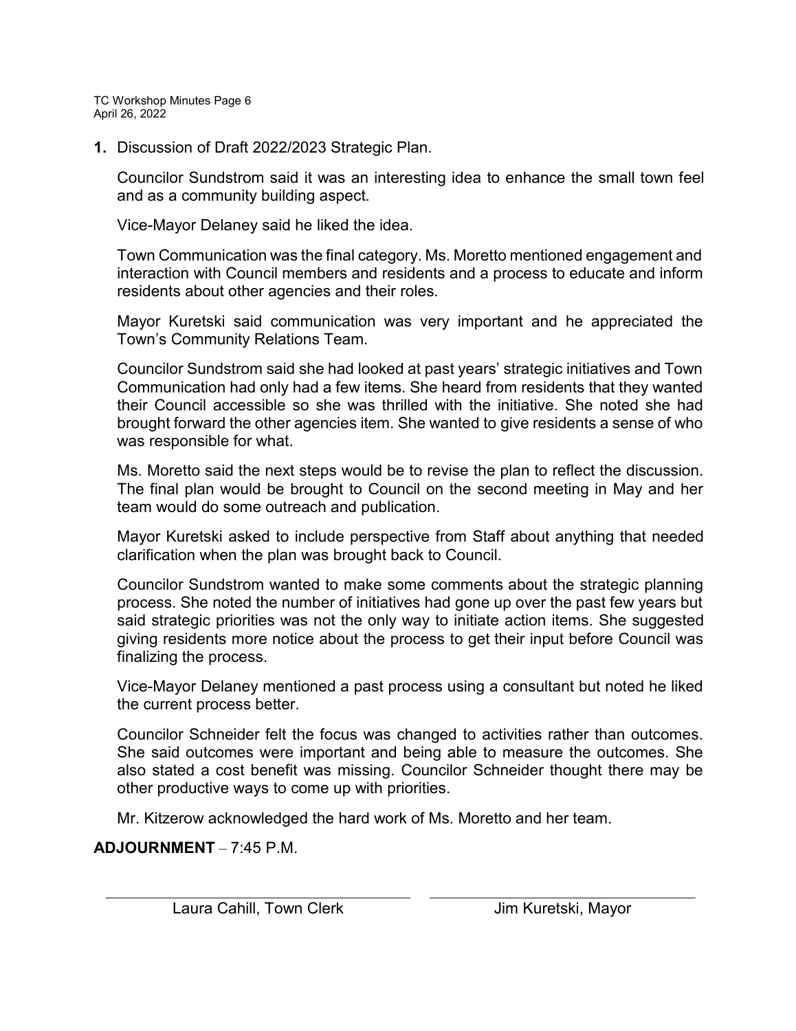**1.** Discussion of Draft 2022/2023 Strategic Plan.

Councilor Sundstrom said it was an interesting idea to enhance the small town feel and as a community building aspect.

Vice-Mayor Delaney said he liked the idea.

Town Communication was the final category. Ms. Moretto mentioned engagement and interaction with Council members and residents and a process to educate and inform residents about other agencies and their roles.

Mayor Kuretski said communication was very important and he appreciated the Town's Community Relations Team.

Councilor Sundstrom said she had looked at past years' strategic initiatives and Town Communication had only had a few items. She heard from residents that they wanted their Council accessible so she was thrilled with the initiative. She noted she had brought forward the other agencies item. She wanted to give residents a sense of who was responsible for what.

Ms. Moretto said the next steps would be to revise the plan to reflect the discussion. The final plan would be brought to Council on the second meeting in May and her team would do some outreach and publication.

Mayor Kuretski asked to include perspective from Staff about anything that needed clarification when the plan was brought back to Council.

Councilor Sundstrom wanted to make some comments about the strategic planning process. She noted the number of initiatives had gone up over the past few years but said strategic priorities was not the only way to initiate action items. She suggested giving residents more notice about the process to get their input before Council was finalizing the process.

Vice-Mayor Delaney mentioned a past process using a consultant but noted he liked the current process better.

Councilor Schneider felt the focus was changed to activities rather than outcomes. She said outcomes were important and being able to measure the outcomes. She also stated a cost benefit was missing. Councilor Schneider thought there may be other productive ways to come up with priorities.

Mr. Kitzerow acknowledged the hard work of Ms. Moretto and her team.

**ADJOURNMENT** – 7:45 P.M.

\_\_\_\_\_\_\_\_\_\_\_\_\_\_\_\_\_\_\_\_\_\_\_\_\_\_\_\_\_\_
Laura Cahill, Town Clerk

\_\_\_\_\_\_\_\_\_\_\_\_\_\_\_\_\_\_\_\_\_\_\_\_\_\_\_\_\_\_
Jim Kuretski, Mayor